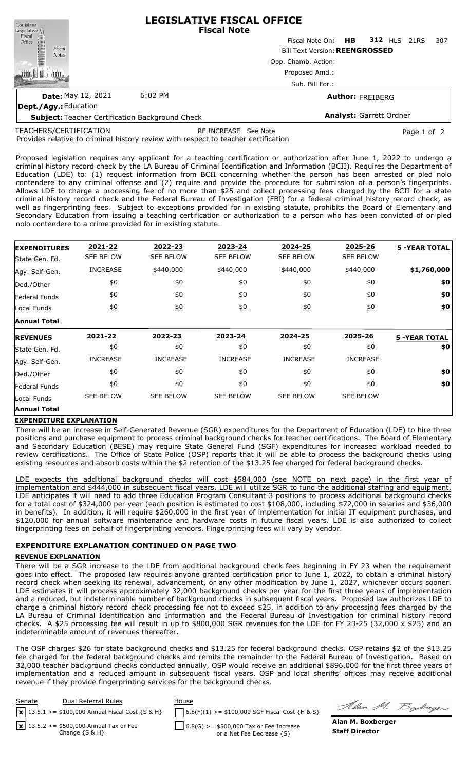# LEGISLATIVE FISCAL OFFICE
## Fiscal Note

Fiscal Note On: **HB 312** HLS 21RS 307

Bill Text Version: **REENGROSSED**

Opp. Chamb. Action:

Proposed Amd.:

Sub. Bill For.:

**Date:** May 12, 2021 6:02 PM

**Author:** FREIBERG

**Dept./Agy.:** Education

**Subject:** Teacher Certification Background Check

**Analyst:** Garrett Ordner

TEACHERS/CERTIFICATION RE INCREASE See Note

Provides relative to criminal history review with respect to teacher certification

Proposed legislation requires any applicant for a teaching certification or authorization after June 1, 2022 to undergo a criminal history record check by the LA Bureau of Criminal Identification and Information (BCII). Requires the Department of Education (LDE) to: (1) request information from BCII concerning whether the person has been arrested or pled nolo contendere to any criminal offense and (2) require and provide the procedure for submission of a person's fingerprints. Allows LDE to charge a processing fee of no more than $25 and collect processing fees charged by the BCII for a state criminal history record check and the Federal Bureau of Investigation (FBI) for a federal criminal history record check, as well as fingerprinting fees. Subject to exceptions provided for in existing statute, prohibits the Board of Elementary and Secondary Education from issuing a teaching certification or authorization to a person who has been convicted of or pled nolo contendere to a crime provided for in existing statute.

| **EXPENDITURES** | **2021-22** | **2022-23** | **2023-24** | **2024-25** | **2025-26** | **5 -YEAR TOTAL** |
|---|---|---|---|---|---|---|
| State Gen. Fd. | SEE BELOW | SEE BELOW | SEE BELOW | SEE BELOW | SEE BELOW | |
| Agy. Self-Gen. | INCREASE | $440,000 | $440,000 | $440,000 | $440,000 | **$1,760,000** |
| Ded./Other | $0 | $0 | $0 | $0 | $0 | **$0** |
| Federal Funds | $0 | $0 | $0 | $0 | $0 | **$0** |
| Local Funds | $0 | $0 | $0 | $0 | $0 | **$0** |
| **Annual Total** | | | | | | |
| **REVENUES** | **2021-22** | **2022-23** | **2023-24** | **2024-25** | **2025-26** | **5 -YEAR TOTAL** |
| State Gen. Fd. | $0 | $0 | $0 | $0 | $0 | **$0** |
| Agy. Self-Gen. | INCREASE | INCREASE | INCREASE | INCREASE | INCREASE | |
| Ded./Other | $0 | $0 | $0 | $0 | $0 | **$0** |
| Federal Funds | $0 | $0 | $0 | $0 | $0 | **$0** |
| Local Funds | SEE BELOW | SEE BELOW | SEE BELOW | SEE BELOW | SEE BELOW | |
| **Annual Total** | | | | | | |

**EXPENDITURE EXPLANATION**

There will be an increase in Self-Generated Revenue (SGR) expenditures for the Department of Education (LDE) to hire three positions and purchase equipment to process criminal background checks for teacher certifications. The Board of Elementary and Secondary Education (BESE) may require State General Fund (SGF) expenditures for increased workload needed to review certifications. The Office of State Police (OSP) reports that it will be able to process the background checks using existing resources and absorb costs within the $2 retention of the $13.25 fee charged for federal background checks.

LDE expects the additional background checks will cost $584,000 (see NOTE on next page) in the first year of implementation and $444,000 in subsequent fiscal years. LDE will utilize SGR to fund the additional staffing and equipment. LDE anticipates it will need to add three Education Program Consultant 3 positions to process additional background checks for a total cost of $324,000 per year (each position is estimated to cost $108,000, including $72,000 in salaries and $36,000 in benefits). In addition, it will require $260,000 in the first year of implementation for initial IT equipment purchases, and $120,000 for annual software maintenance and hardware costs in future fiscal years. LDE is also authorized to collect fingerprinting fees on behalf of fingerprinting vendors. Fingerprinting fees will vary by vendor.

**EXPENDITURE EXPLANATION CONTINUED ON PAGE TWO**

**REVENUE EXPLANATION**

There will be a SGR increase to the LDE from additional background check fees beginning in FY 23 when the requirement goes into effect. The proposed law requires anyone granted certification prior to June 1, 2022, to obtain a criminal history record check when seeking its renewal, advancement, or any other modification by June 1, 2027, whichever occurs sooner. LDE estimates it will process approximately 32,000 background checks per year for the first three years of implementation and a reduced, but indeterminable number of background checks in subsequent fiscal years. Proposed law authorizes LDE to charge a criminal history record check processing fee not to exceed $25, in addition to any processing fees charged by the LA Bureau of Criminal Identification and Information and the Federal Bureau of Investigation for criminal history record checks. A $25 processing fee will result in up to $800,000 SGR revenues for the LDE for FY 23-25 (32,000 x $25) and an indeterminable amount of revenues thereafter.

The OSP charges $26 for state background checks and $13.25 for federal background checks. OSP retains $2 of the $13.25 fee charged for the federal background checks and remits the remainder to the Federal Bureau of Investigation. Based on 32,000 teacher background checks conducted annually, OSP would receive an additional $896,000 for the first three years of implementation and a reduced amount in subsequent fiscal years. OSP and local sheriffs' offices may receive additional revenue if they provide fingerprinting services for the background checks.

| Senate | Dual Referral Rules | House |
|---|---|---|
| [x] | 13.5.1 >= $100,000 Annual Fiscal Cost {S & H} | [ ] 6.8(F)(1) >= $100,000 SGF Fiscal Cost {H & S} |
| [x] | 13.5.2 >= $500,000 Annual Tax or Fee Change {S & H} | [ ] 6.8(G) >= $500,000 Tax or Fee Increase or a Net Fee Decrease {S} |

**Alan M. Boxberger**
**Staff Director**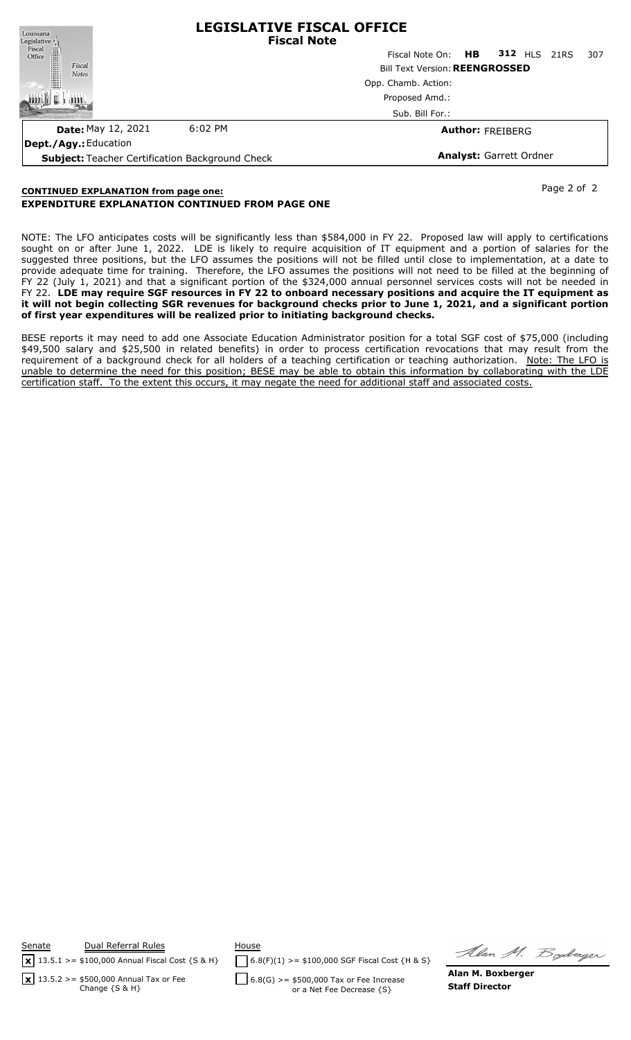# LEGISLATIVE FISCAL OFFICE
## Fiscal Note

| | |
|---|---|
| Fiscal Note On: | **HB 312** HLS 21RS 307 |
| Bill Text Version: | **REENGROSSED** |
| Opp. Chamb. Action: | |
| Proposed Amd.: | |
| Sub. Bill For.: | |

**Date:** May 12, 2021 6:02 PM

**Author:** FREIBERG

**Dept./Agy.:** Education

**Subject:** Teacher Certification Background Check

**Analyst:** Garrett Ordner

**CONTINUED EXPLANATION from page one:**

**EXPENDITURE EXPLANATION CONTINUED FROM PAGE ONE**

NOTE: The LFO anticipates costs will be significantly less than $584,000 in FY 22. Proposed law will apply to certifications sought on or after June 1, 2022. LDE is likely to require acquisition of IT equipment and a portion of salaries for the suggested three positions, but the LFO assumes the positions will not be filled until close to implementation, at a date to provide adequate time for training. Therefore, the LFO assumes the positions will not need to be filled at the beginning of FY 22 (July 1, 2021) and that a significant portion of the $324,000 annual personnel services costs will not be needed in FY 22. **LDE may require SGF resources in FY 22 to onboard necessary positions and acquire the IT equipment as it will not begin collecting SGR revenues for background checks prior to June 1, 2021, and a significant portion of first year expenditures will be realized prior to initiating background checks.**

BESE reports it may need to add one Associate Education Administrator position for a total SGF cost of $75,000 (including $49,500 salary and $25,500 in related benefits) in order to process certification revocations that may result from the requirement of a background check for all holders of a teaching certification or teaching authorization. Note: The LFO is unable to determine the need for this position; BESE may be able to obtain this information by collaborating with the LDE certification staff. To the extent this occurs, it may negate the need for additional staff and associated costs.

| Senate | Dual Referral Rules | House |
|---|---|---|
| [x] | 13.5.1 >= $100,000 Annual Fiscal Cost {S & H} | [ ] 6.8(F)(1) >= $100,000 SGF Fiscal Cost {H & S} |
| [x] | 13.5.2 >= $500,000 Annual Tax or Fee Change {S & H} | [ ] 6.8(G) >= $500,000 Tax or Fee Increase or a Net Fee Decrease {S} |

**Alan M. Boxberger**
**Staff Director**